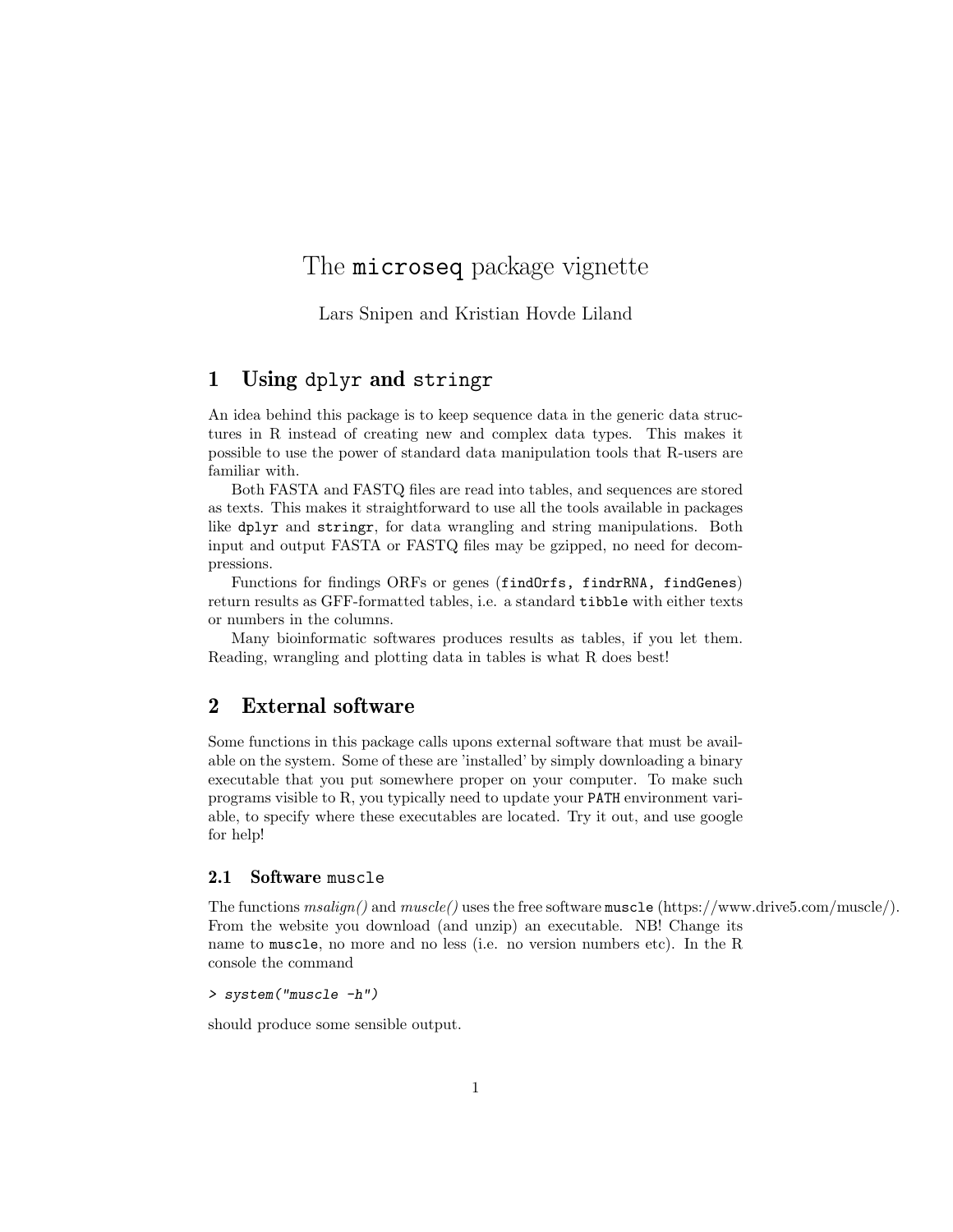# The `microseq` package vignette

Lars Snipen and Kristian Hovde Liland

## 1 Using `dplyr` and `stringr`

An idea behind this package is to keep sequence data in the generic data structures in R instead of creating new and complex data types. This makes it possible to use the power of standard data manipulation tools that R-users are familiar with.

Both FASTA and FASTQ files are read into tables, and sequences are stored as texts. This makes it straightforward to use all the tools available in packages like `dplyr` and `stringr`, for data wrangling and string manipulations. Both input and output FASTA or FASTQ files may be gzipped, no need for decompressions.

Functions for findings ORFs or genes (`findOrfs, findrRNA, findGenes`) return results as GFF-formatted tables, i.e. a standard `tibble` with either texts or numbers in the columns.

Many bioinformatic softwares produces results as tables, if you let them. Reading, wrangling and plotting data in tables is what R does best!

## 2 External software

Some functions in this package calls upons external software that must be available on the system. Some of these are 'installed' by simply downloading a binary executable that you put somewhere proper on your computer. To make such programs visible to R, you typically need to update your `PATH` environment variable, to specify where these executables are located. Try it out, and use google for help!

### 2.1 Software `muscle`

The functions *msalign()* and *muscle()* uses the free software `muscle` (https://www.drive5.com/muscle/). From the website you download (and unzip) an executable. NB! Change its name to `muscle`, no more and no less (i.e. no version numbers etc). In the R console the command

```
> system("muscle -h")
```

should produce some sensible output.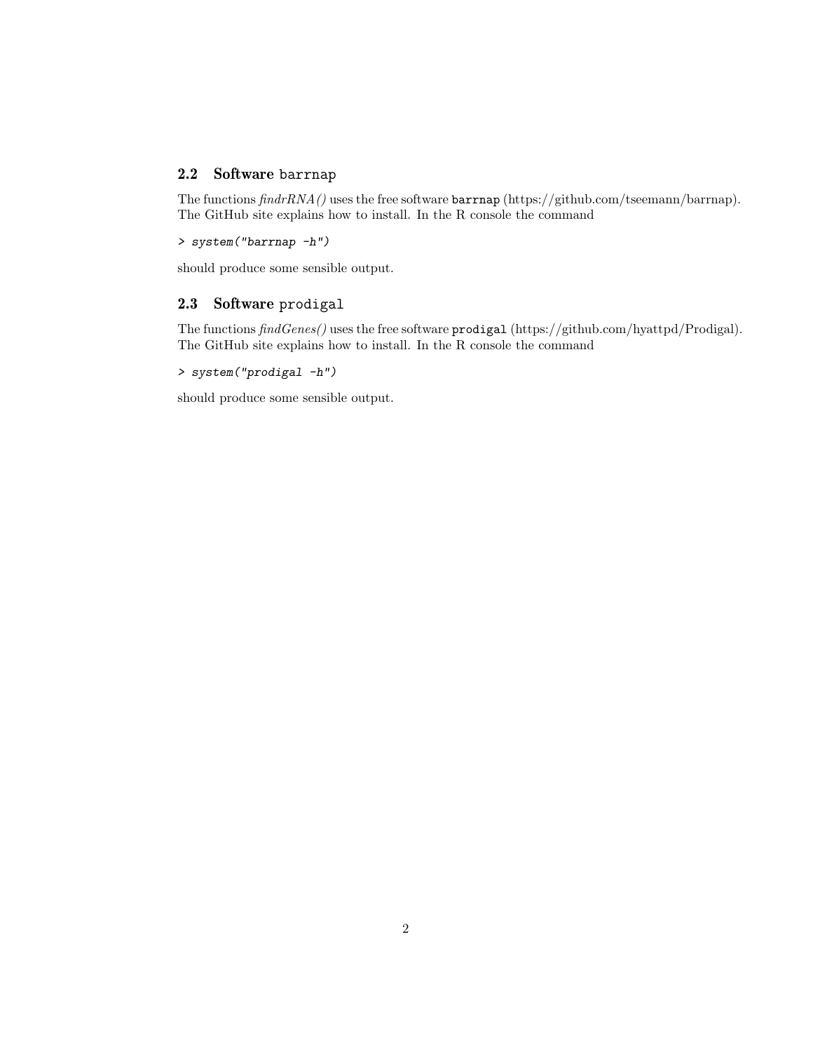## 2.2 Software barrnap

The functions *findrRNA()* uses the free software `barrnap` (https://github.com/tseemann/barrnap). The GitHub site explains how to install. In the R console the command

```
> system("barrnap -h")
```

should produce some sensible output.

## 2.3 Software prodigal

The functions *findGenes()* uses the free software `prodigal` (https://github.com/hyattpd/Prodigal). The GitHub site explains how to install. In the R console the command

```
> system("prodigal -h")
```

should produce some sensible output.